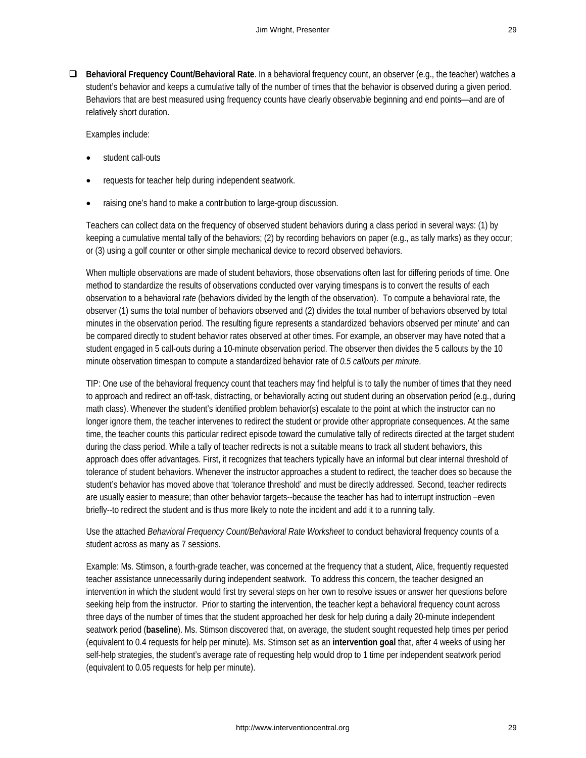- **Behavioral Frequency Count/Behavioral Rate**. In a behavioral frequency count, an observer (e.g., the teacher) watches a student's behavior and keeps a cumulative tally of the number of times that the behavior is observed during a given period. Behaviors that are best measured using frequency counts have clearly observable beginning and end points—and are of relatively short duration.

  Examples include:

  - student call-outs
  - requests for teacher help during independent seatwork.
  - raising one's hand to make a contribution to large-group discussion.

  Teachers can collect data on the frequency of observed student behaviors during a class period in several ways: (1) by keeping a cumulative mental tally of the behaviors; (2) by recording behaviors on paper (e.g., as tally marks) as they occur; or (3) using a golf counter or other simple mechanical device to record observed behaviors.

  When multiple observations are made of student behaviors, those observations often last for differing periods of time. One method to standardize the results of observations conducted over varying timespans is to convert the results of each observation to a behavioral *rate* (behaviors divided by the length of the observation). To compute a behavioral rate, the observer (1) sums the total number of behaviors observed and (2) divides the total number of behaviors observed by total minutes in the observation period. The resulting figure represents a standardized 'behaviors observed per minute' and can be compared directly to student behavior rates observed at other times. For example, an observer may have noted that a student engaged in 5 call-outs during a 10-minute observation period. The observer then divides the 5 callouts by the 10 minute observation timespan to compute a standardized behavior rate of *0.5 callouts per minute*.

  TIP: One use of the behavioral frequency count that teachers may find helpful is to tally the number of times that they need to approach and redirect an off-task, distracting, or behaviorally acting out student during an observation period (e.g., during math class). Whenever the student's identified problem behavior(s) escalate to the point at which the instructor can no longer ignore them, the teacher intervenes to redirect the student or provide other appropriate consequences. At the same time, the teacher counts this particular redirect episode toward the cumulative tally of redirects directed at the target student during the class period. While a tally of teacher redirects is not a suitable means to track all student behaviors, this approach does offer advantages. First, it recognizes that teachers typically have an informal but clear internal threshold of tolerance of student behaviors. Whenever the instructor approaches a student to redirect, the teacher does so because the student's behavior has moved above that 'tolerance threshold' and must be directly addressed. Second, teacher redirects are usually easier to measure; than other behavior targets--because the teacher has had to interrupt instruction –even briefly--to redirect the student and is thus more likely to note the incident and add it to a running tally.

  Use the attached *Behavioral Frequency Count/Behavioral Rate Worksheet* to conduct behavioral frequency counts of a student across as many as 7 sessions.

  Example: Ms. Stimson, a fourth-grade teacher, was concerned at the frequency that a student, Alice, frequently requested teacher assistance unnecessarily during independent seatwork. To address this concern, the teacher designed an intervention in which the student would first try several steps on her own to resolve issues or answer her questions before seeking help from the instructor. Prior to starting the intervention, the teacher kept a behavioral frequency count across three days of the number of times that the student approached her desk for help during a daily 20-minute independent seatwork period (**baseline**). Ms. Stimson discovered that, on average, the student sought requested help times per period (equivalent to 0.4 requests for help per minute). Ms. Stimson set as an **intervention goal** that, after 4 weeks of using her self-help strategies, the student's average rate of requesting help would drop to 1 time per independent seatwork period (equivalent to 0.05 requests for help per minute).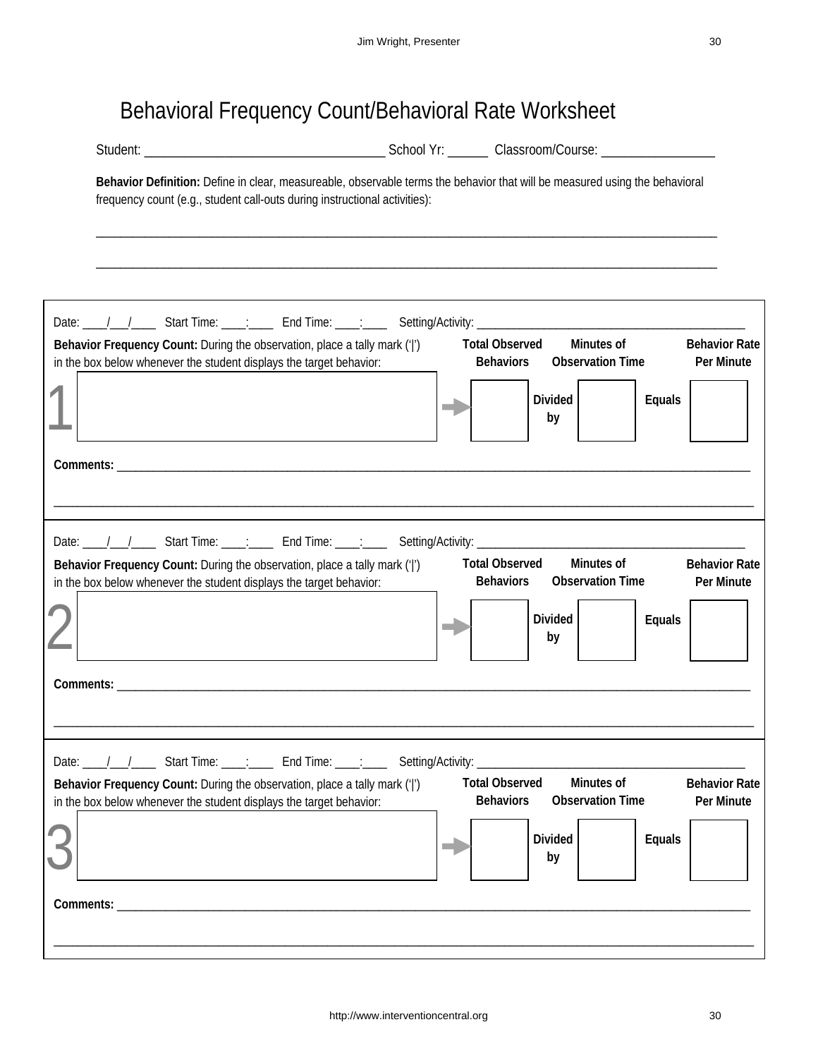# Behavioral Frequency Count/Behavioral Rate Worksheet

Student: ___________________________________ School Yr: ______ Classroom/Course: _________________

**Behavior Definition:** Define in clear, measureable, observable terms the behavior that will be measured using the behavioral frequency count (e.g., student call-outs during instructional activities):

_____________________________________________________________________________________________

_____________________________________________________________________________________________

---

**1**

Date: ____/___/____ Start Time: ____:____ End Time: ____:____ Setting/Activity: ___________________________________________

**Behavior Frequency Count:** During the observation, place a tally mark ('|') in the box below whenever the student displays the target behavior:

| Total Observed Behaviors | | Minutes of Observation Time | | Behavior Rate Per Minute |
|---|---|---|---|---|
| | Divided by | | Equals | |

**Comments:** _____________________________________________________________________________________________

_____________________________________________________________________________________________

---

**2**

Date: ____/___/____ Start Time: ____:____ End Time: ____:____ Setting/Activity: ___________________________________________

**Behavior Frequency Count:** During the observation, place a tally mark ('|') in the box below whenever the student displays the target behavior:

| Total Observed Behaviors | | Minutes of Observation Time | | Behavior Rate Per Minute |
|---|---|---|---|---|
| | Divided by | | Equals | |

**Comments:** _____________________________________________________________________________________________

_____________________________________________________________________________________________

---

**3**

Date: ____/___/____ Start Time: ____:____ End Time: ____:____ Setting/Activity: ___________________________________________

**Behavior Frequency Count:** During the observation, place a tally mark ('|') in the box below whenever the student displays the target behavior:

| Total Observed Behaviors | | Minutes of Observation Time | | Behavior Rate Per Minute |
|---|---|---|---|---|
| | Divided by | | Equals | |

**Comments:** _____________________________________________________________________________________________

_____________________________________________________________________________________________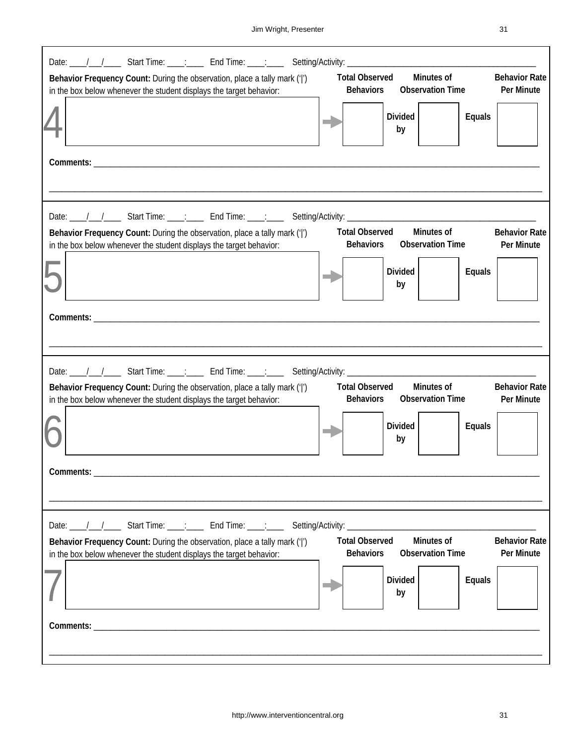Date: \_\_\_\_/\_\_\_/\_\_\_\_ Start Time: \_\_\_\_:\_\_\_\_ End Time: \_\_\_\_:\_\_\_\_ Setting/Activity: \_\_\_\_\_\_\_\_\_\_\_\_\_\_\_\_\_\_\_\_\_\_\_\_\_\_\_\_\_\_\_\_\_\_\_\_\_\_\_\_\_\_\_\_

**Behavior Frequency Count:** During the observation, place a tally mark ('|') in the box below whenever the student displays the target behavior:

4

| Total Observed Behaviors | | Minutes of Observation Time | | Behavior Rate Per Minute |
|---|---|---|---|---|
| | Divided by | | Equals | |

**Comments:** \_\_\_\_\_\_\_\_\_\_\_\_\_\_\_\_\_\_\_\_\_\_\_\_\_\_\_\_\_\_\_\_\_\_\_\_\_\_\_\_\_\_\_\_\_\_\_\_\_\_\_\_\_\_\_\_\_\_\_\_\_\_\_\_\_\_\_\_\_\_\_\_\_\_\_\_\_\_\_\_\_\_\_\_\_\_\_\_

\_\_\_\_\_\_\_\_\_\_\_\_\_\_\_\_\_\_\_\_\_\_\_\_\_\_\_\_\_\_\_\_\_\_\_\_\_\_\_\_\_\_\_\_\_\_\_\_\_\_\_\_\_\_\_\_\_\_\_\_\_\_\_\_\_\_\_\_\_\_\_\_\_\_\_\_\_\_\_\_\_\_\_\_\_\_\_\_\_\_\_\_\_\_

---

Date: \_\_\_\_/\_\_\_/\_\_\_\_ Start Time: \_\_\_\_:\_\_\_\_ End Time: \_\_\_\_:\_\_\_\_ Setting/Activity: \_\_\_\_\_\_\_\_\_\_\_\_\_\_\_\_\_\_\_\_\_\_\_\_\_\_\_\_\_\_\_\_\_\_\_\_\_\_\_\_\_\_\_\_

**Behavior Frequency Count:** During the observation, place a tally mark ('|') in the box below whenever the student displays the target behavior:

5

| Total Observed Behaviors | | Minutes of Observation Time | | Behavior Rate Per Minute |
|---|---|---|---|---|
| | Divided by | | Equals | |

**Comments:** \_\_\_\_\_\_\_\_\_\_\_\_\_\_\_\_\_\_\_\_\_\_\_\_\_\_\_\_\_\_\_\_\_\_\_\_\_\_\_\_\_\_\_\_\_\_\_\_\_\_\_\_\_\_\_\_\_\_\_\_\_\_\_\_\_\_\_\_\_\_\_\_\_\_\_\_\_\_\_\_\_\_\_\_\_\_\_\_

\_\_\_\_\_\_\_\_\_\_\_\_\_\_\_\_\_\_\_\_\_\_\_\_\_\_\_\_\_\_\_\_\_\_\_\_\_\_\_\_\_\_\_\_\_\_\_\_\_\_\_\_\_\_\_\_\_\_\_\_\_\_\_\_\_\_\_\_\_\_\_\_\_\_\_\_\_\_\_\_\_\_\_\_\_\_\_\_\_\_\_\_\_\_

---

Date: \_\_\_\_/\_\_\_/\_\_\_\_ Start Time: \_\_\_\_:\_\_\_\_ End Time: \_\_\_\_:\_\_\_\_ Setting/Activity: \_\_\_\_\_\_\_\_\_\_\_\_\_\_\_\_\_\_\_\_\_\_\_\_\_\_\_\_\_\_\_\_\_\_\_\_\_\_\_\_\_\_\_\_

**Behavior Frequency Count:** During the observation, place a tally mark ('|') in the box below whenever the student displays the target behavior:

6

| Total Observed Behaviors | | Minutes of Observation Time | | Behavior Rate Per Minute |
|---|---|---|---|---|
| | Divided by | | Equals | |

**Comments:** \_\_\_\_\_\_\_\_\_\_\_\_\_\_\_\_\_\_\_\_\_\_\_\_\_\_\_\_\_\_\_\_\_\_\_\_\_\_\_\_\_\_\_\_\_\_\_\_\_\_\_\_\_\_\_\_\_\_\_\_\_\_\_\_\_\_\_\_\_\_\_\_\_\_\_\_\_\_\_\_\_\_\_\_\_\_\_\_

\_\_\_\_\_\_\_\_\_\_\_\_\_\_\_\_\_\_\_\_\_\_\_\_\_\_\_\_\_\_\_\_\_\_\_\_\_\_\_\_\_\_\_\_\_\_\_\_\_\_\_\_\_\_\_\_\_\_\_\_\_\_\_\_\_\_\_\_\_\_\_\_\_\_\_\_\_\_\_\_\_\_\_\_\_\_\_\_\_\_\_\_\_\_

---

Date: \_\_\_\_/\_\_\_/\_\_\_\_ Start Time: \_\_\_\_:\_\_\_\_ End Time: \_\_\_\_:\_\_\_\_ Setting/Activity: \_\_\_\_\_\_\_\_\_\_\_\_\_\_\_\_\_\_\_\_\_\_\_\_\_\_\_\_\_\_\_\_\_\_\_\_\_\_\_\_\_\_\_\_

**Behavior Frequency Count:** During the observation, place a tally mark ('|') in the box below whenever the student displays the target behavior:

7

| Total Observed Behaviors | | Minutes of Observation Time | | Behavior Rate Per Minute |
|---|---|---|---|---|
| | Divided by | | Equals | |

**Comments:** \_\_\_\_\_\_\_\_\_\_\_\_\_\_\_\_\_\_\_\_\_\_\_\_\_\_\_\_\_\_\_\_\_\_\_\_\_\_\_\_\_\_\_\_\_\_\_\_\_\_\_\_\_\_\_\_\_\_\_\_\_\_\_\_\_\_\_\_\_\_\_\_\_\_\_\_\_\_\_\_\_\_\_\_\_\_\_\_

\_\_\_\_\_\_\_\_\_\_\_\_\_\_\_\_\_\_\_\_\_\_\_\_\_\_\_\_\_\_\_\_\_\_\_\_\_\_\_\_\_\_\_\_\_\_\_\_\_\_\_\_\_\_\_\_\_\_\_\_\_\_\_\_\_\_\_\_\_\_\_\_\_\_\_\_\_\_\_\_\_\_\_\_\_\_\_\_\_\_\_\_\_\_